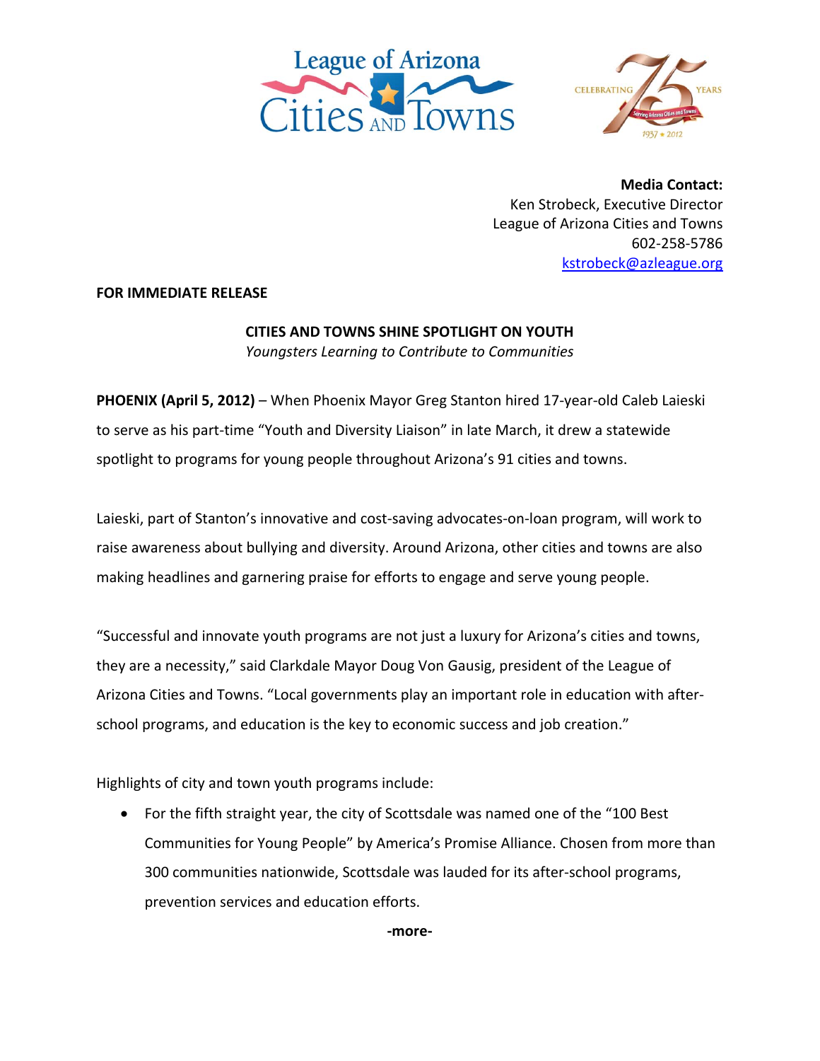League of Arizona Cities and Towns

CELEBRATING 75 YEARS — Serving Arizona Cities and Towns — 1937 • 2012

**Media Contact:**
Ken Strobeck, Executive Director
League of Arizona Cities and Towns
602-258-5786
kstrobeck@azleague.org

**FOR IMMEDIATE RELEASE**

**CITIES AND TOWNS SHINE SPOTLIGHT ON YOUTH**
*Youngsters Learning to Contribute to Communities*

**PHOENIX (April 5, 2012)** – When Phoenix Mayor Greg Stanton hired 17-year-old Caleb Laieski to serve as his part-time "Youth and Diversity Liaison" in late March, it drew a statewide spotlight to programs for young people throughout Arizona's 91 cities and towns.

Laieski, part of Stanton's innovative and cost-saving advocates-on-loan program, will work to raise awareness about bullying and diversity. Around Arizona, other cities and towns are also making headlines and garnering praise for efforts to engage and serve young people.

"Successful and innovate youth programs are not just a luxury for Arizona's cities and towns, they are a necessity," said Clarkdale Mayor Doug Von Gausig, president of the League of Arizona Cities and Towns. "Local governments play an important role in education with after-school programs, and education is the key to economic success and job creation."

Highlights of city and town youth programs include:

- For the fifth straight year, the city of Scottsdale was named one of the "100 Best Communities for Young People" by America's Promise Alliance. Chosen from more than 300 communities nationwide, Scottsdale was lauded for its after-school programs, prevention services and education efforts.

**-more-**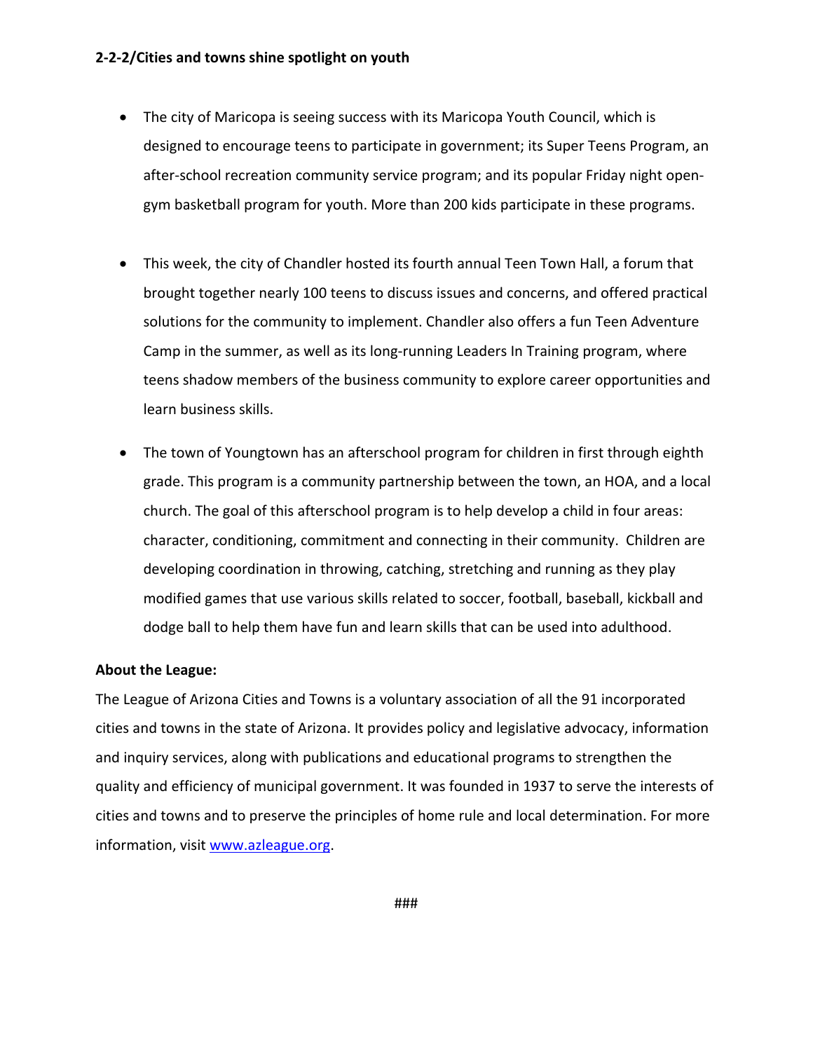**2-2-2/Cities and towns shine spotlight on youth**

- The city of Maricopa is seeing success with its Maricopa Youth Council, which is designed to encourage teens to participate in government; its Super Teens Program, an after-school recreation community service program; and its popular Friday night open-gym basketball program for youth. More than 200 kids participate in these programs.

- This week, the city of Chandler hosted its fourth annual Teen Town Hall, a forum that brought together nearly 100 teens to discuss issues and concerns, and offered practical solutions for the community to implement. Chandler also offers a fun Teen Adventure Camp in the summer, as well as its long-running Leaders In Training program, where teens shadow members of the business community to explore career opportunities and learn business skills.

- The town of Youngtown has an afterschool program for children in first through eighth grade. This program is a community partnership between the town, an HOA, and a local church. The goal of this afterschool program is to help develop a child in four areas: character, conditioning, commitment and connecting in their community. Children are developing coordination in throwing, catching, stretching and running as they play modified games that use various skills related to soccer, football, baseball, kickball and dodge ball to help them have fun and learn skills that can be used into adulthood.

**About the League:**

The League of Arizona Cities and Towns is a voluntary association of all the 91 incorporated cities and towns in the state of Arizona. It provides policy and legislative advocacy, information and inquiry services, along with publications and educational programs to strengthen the quality and efficiency of municipal government. It was founded in 1937 to serve the interests of cities and towns and to preserve the principles of home rule and local determination. For more information, visit [www.azleague.org](http://www.azleague.org).

###